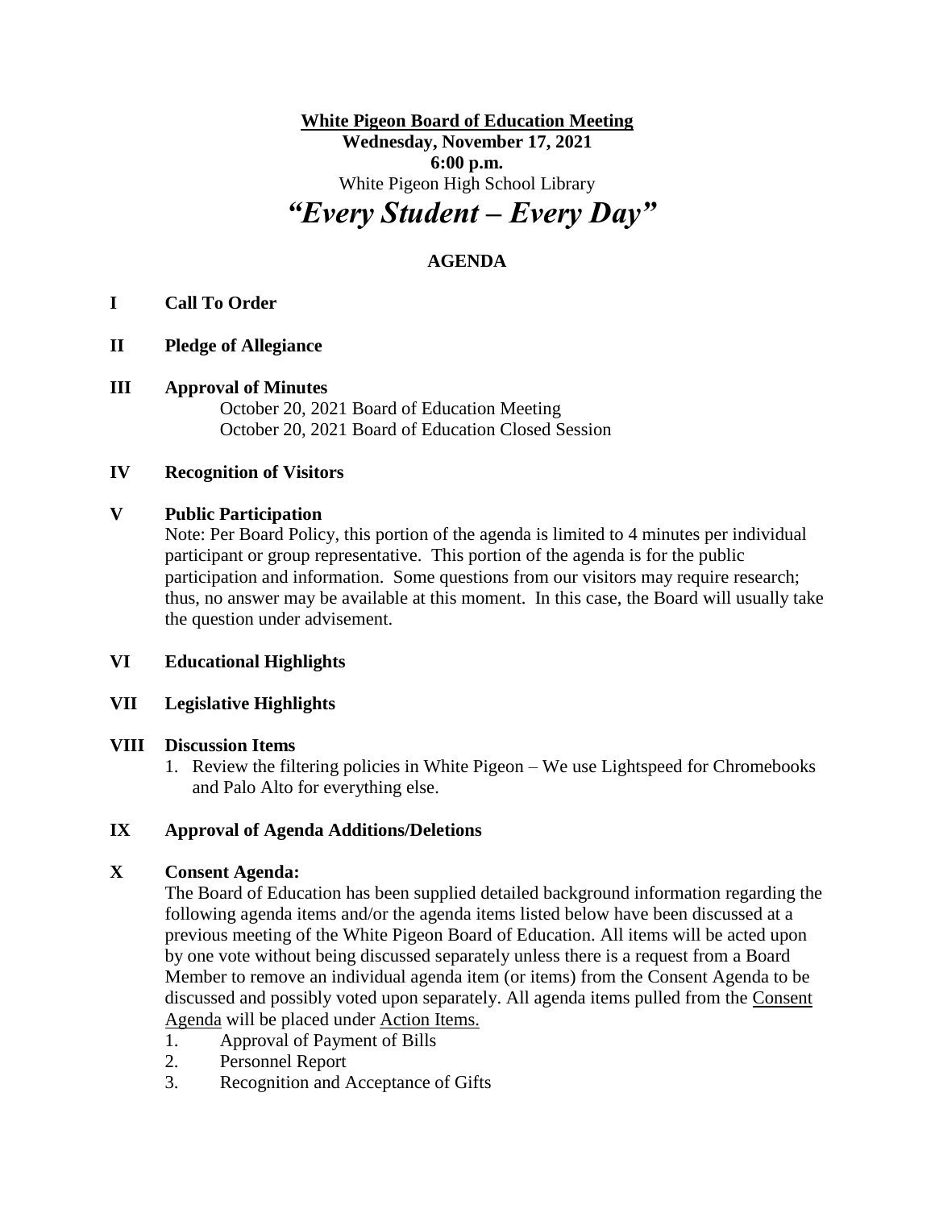**White Pigeon Board of Education Meeting**

**Wednesday, November 17, 2021**

**6:00 p.m.**

White Pigeon High School Library

# *"Every Student – Every Day"*

## AGENDA

**I Call To Order**

**II Pledge of Allegiance**

**III Approval of Minutes**

October 20, 2021 Board of Education Meeting
October 20, 2021 Board of Education Closed Session

**IV Recognition of Visitors**

**V Public Participation**

Note: Per Board Policy, this portion of the agenda is limited to 4 minutes per individual participant or group representative. This portion of the agenda is for the public participation and information. Some questions from our visitors may require research; thus, no answer may be available at this moment. In this case, the Board will usually take the question under advisement.

**VI Educational Highlights**

**VII Legislative Highlights**

**VIII Discussion Items**

1. Review the filtering policies in White Pigeon – We use Lightspeed for Chromebooks and Palo Alto for everything else.

**IX Approval of Agenda Additions/Deletions**

**X Consent Agenda:**

The Board of Education has been supplied detailed background information regarding the following agenda items and/or the agenda items listed below have been discussed at a previous meeting of the White Pigeon Board of Education. All items will be acted upon by one vote without being discussed separately unless there is a request from a Board Member to remove an individual agenda item (or items) from the Consent Agenda to be discussed and possibly voted upon separately. All agenda items pulled from the Consent Agenda will be placed under Action Items.

1. Approval of Payment of Bills
2. Personnel Report
3. Recognition and Acceptance of Gifts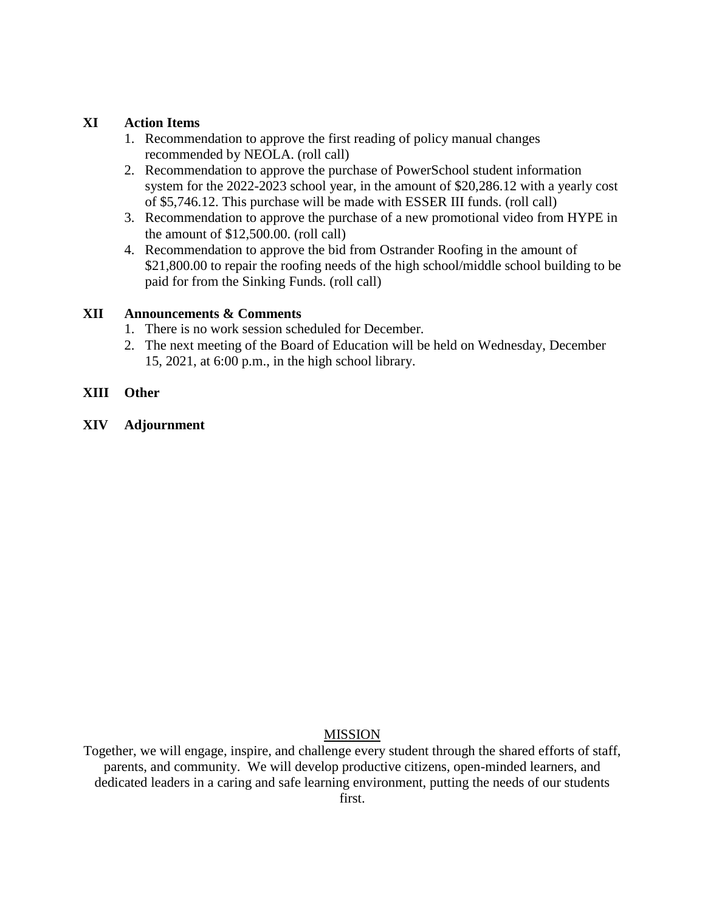**XI Action Items**

1. Recommendation to approve the first reading of policy manual changes recommended by NEOLA. (roll call)
2. Recommendation to approve the purchase of PowerSchool student information system for the 2022-2023 school year, in the amount of $20,286.12 with a yearly cost of $5,746.12. This purchase will be made with ESSER III funds. (roll call)
3. Recommendation to approve the purchase of a new promotional video from HYPE in the amount of $12,500.00. (roll call)
4. Recommendation to approve the bid from Ostrander Roofing in the amount of $21,800.00 to repair the roofing needs of the high school/middle school building to be paid for from the Sinking Funds. (roll call)

**XII Announcements & Comments**

1. There is no work session scheduled for December.
2. The next meeting of the Board of Education will be held on Wednesday, December 15, 2021, at 6:00 p.m., in the high school library.

**XIII Other**

**XIV Adjournment**

MISSION

Together, we will engage, inspire, and challenge every student through the shared efforts of staff, parents, and community. We will develop productive citizens, open-minded learners, and dedicated leaders in a caring and safe learning environment, putting the needs of our students first.